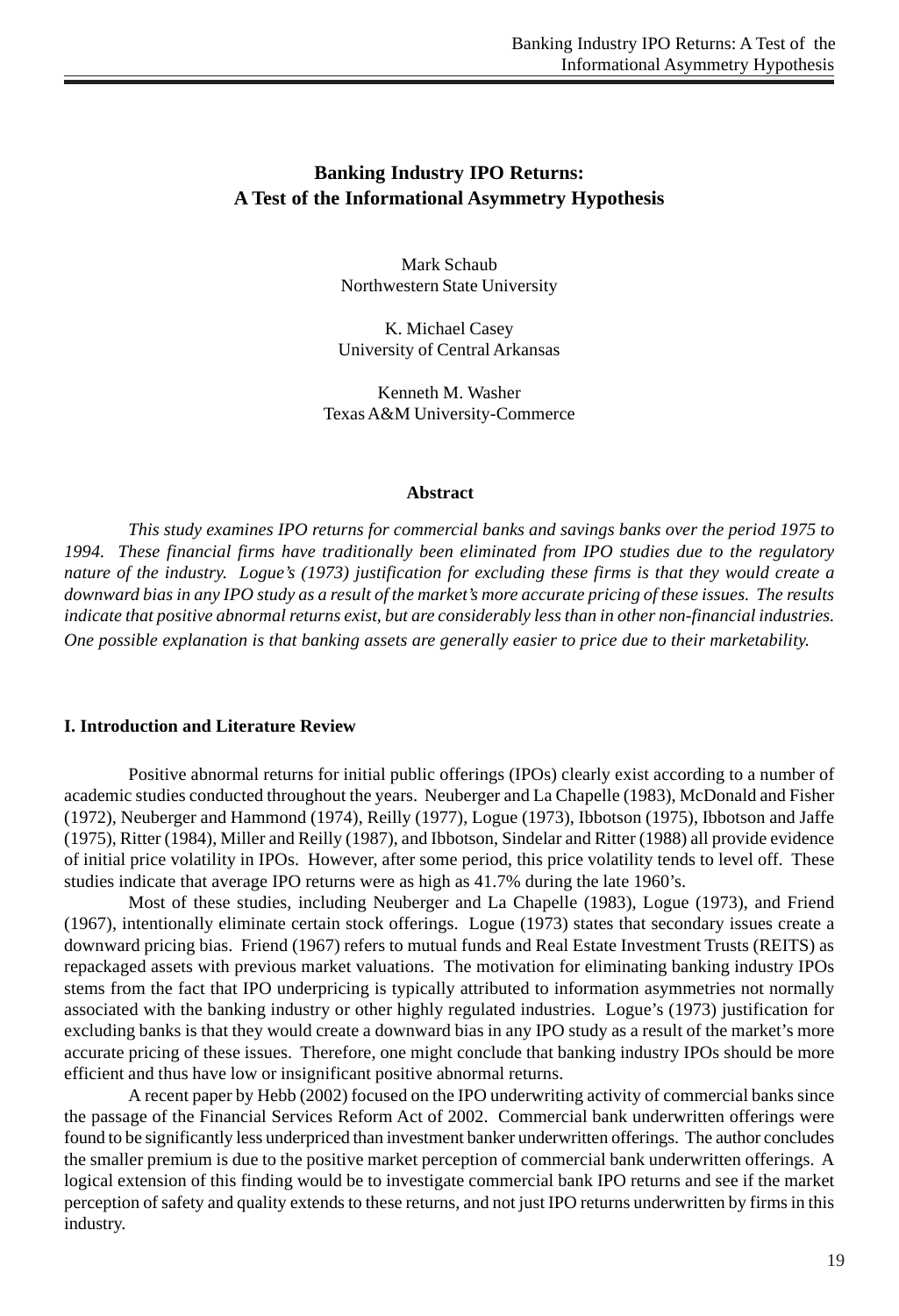# Banking Industry IPO Returns: A Test of the Informational Asymmetry Hypothesis

Mark Schaub
Northwestern State University

K. Michael Casey
University of Central Arkansas

Kenneth M. Washer
Texas A&M University-Commerce

### Abstract

*This study examines IPO returns for commercial banks and savings banks over the period 1975 to 1994. These financial firms have traditionally been eliminated from IPO studies due to the regulatory nature of the industry. Logue's (1973) justification for excluding these firms is that they would create a downward bias in any IPO study as a result of the market's more accurate pricing of these issues. The results indicate that positive abnormal returns exist, but are considerably less than in other non-financial industries. One possible explanation is that banking assets are generally easier to price due to their marketability.*

## I. Introduction and Literature Review

Positive abnormal returns for initial public offerings (IPOs) clearly exist according to a number of academic studies conducted throughout the years. Neuberger and La Chapelle (1983), McDonald and Fisher (1972), Neuberger and Hammond (1974), Reilly (1977), Logue (1973), Ibbotson (1975), Ibbotson and Jaffe (1975), Ritter (1984), Miller and Reilly (1987), and Ibbotson, Sindelar and Ritter (1988) all provide evidence of initial price volatility in IPOs. However, after some period, this price volatility tends to level off. These studies indicate that average IPO returns were as high as 41.7% during the late 1960's.

Most of these studies, including Neuberger and La Chapelle (1983), Logue (1973), and Friend (1967), intentionally eliminate certain stock offerings. Logue (1973) states that secondary issues create a downward pricing bias. Friend (1967) refers to mutual funds and Real Estate Investment Trusts (REITS) as repackaged assets with previous market valuations. The motivation for eliminating banking industry IPOs stems from the fact that IPO underpricing is typically attributed to information asymmetries not normally associated with the banking industry or other highly regulated industries. Logue's (1973) justification for excluding banks is that they would create a downward bias in any IPO study as a result of the market's more accurate pricing of these issues. Therefore, one might conclude that banking industry IPOs should be more efficient and thus have low or insignificant positive abnormal returns.

A recent paper by Hebb (2002) focused on the IPO underwriting activity of commercial banks since the passage of the Financial Services Reform Act of 2002. Commercial bank underwritten offerings were found to be significantly less underpriced than investment banker underwritten offerings. The author concludes the smaller premium is due to the positive market perception of commercial bank underwritten offerings. A logical extension of this finding would be to investigate commercial bank IPO returns and see if the market perception of safety and quality extends to these returns, and not just IPO returns underwritten by firms in this industry.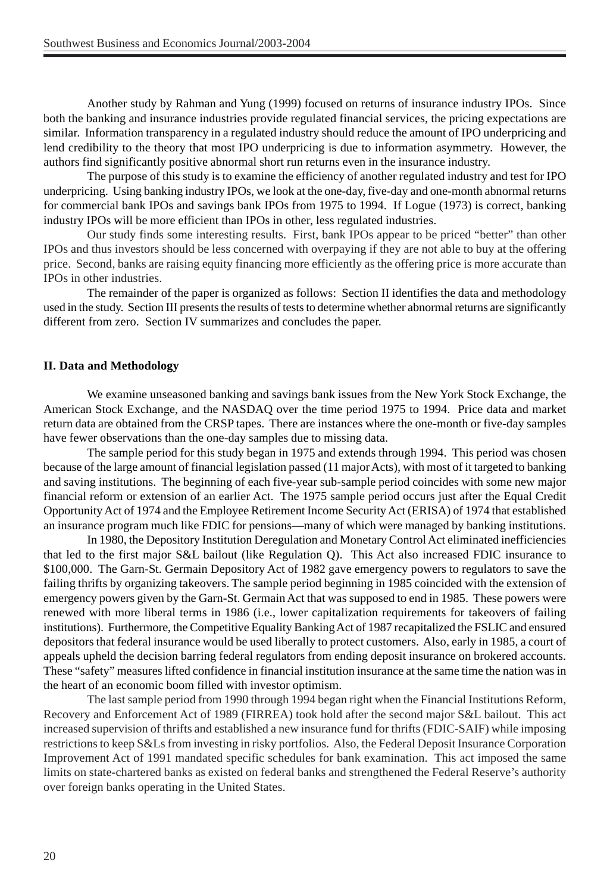Another study by Rahman and Yung (1999) focused on returns of insurance industry IPOs. Since both the banking and insurance industries provide regulated financial services, the pricing expectations are similar. Information transparency in a regulated industry should reduce the amount of IPO underpricing and lend credibility to the theory that most IPO underpricing is due to information asymmetry. However, the authors find significantly positive abnormal short run returns even in the insurance industry.

The purpose of this study is to examine the efficiency of another regulated industry and test for IPO underpricing. Using banking industry IPOs, we look at the one-day, five-day and one-month abnormal returns for commercial bank IPOs and savings bank IPOs from 1975 to 1994. If Logue (1973) is correct, banking industry IPOs will be more efficient than IPOs in other, less regulated industries.

Our study finds some interesting results. First, bank IPOs appear to be priced "better" than other IPOs and thus investors should be less concerned with overpaying if they are not able to buy at the offering price. Second, banks are raising equity financing more efficiently as the offering price is more accurate than IPOs in other industries.

The remainder of the paper is organized as follows: Section II identifies the data and methodology used in the study. Section III presents the results of tests to determine whether abnormal returns are significantly different from zero. Section IV summarizes and concludes the paper.

## II. Data and Methodology

We examine unseasoned banking and savings bank issues from the New York Stock Exchange, the American Stock Exchange, and the NASDAQ over the time period 1975 to 1994. Price data and market return data are obtained from the CRSP tapes. There are instances where the one-month or five-day samples have fewer observations than the one-day samples due to missing data.

The sample period for this study began in 1975 and extends through 1994. This period was chosen because of the large amount of financial legislation passed (11 major Acts), with most of it targeted to banking and saving institutions. The beginning of each five-year sub-sample period coincides with some new major financial reform or extension of an earlier Act. The 1975 sample period occurs just after the Equal Credit Opportunity Act of 1974 and the Employee Retirement Income Security Act (ERISA) of 1974 that established an insurance program much like FDIC for pensions—many of which were managed by banking institutions.

In 1980, the Depository Institution Deregulation and Monetary Control Act eliminated inefficiencies that led to the first major S&L bailout (like Regulation Q). This Act also increased FDIC insurance to \$100,000. The Garn-St. Germain Depository Act of 1982 gave emergency powers to regulators to save the failing thrifts by organizing takeovers. The sample period beginning in 1985 coincided with the extension of emergency powers given by the Garn-St. Germain Act that was supposed to end in 1985. These powers were renewed with more liberal terms in 1986 (i.e., lower capitalization requirements for takeovers of failing institutions). Furthermore, the Competitive Equality Banking Act of 1987 recapitalized the FSLIC and ensured depositors that federal insurance would be used liberally to protect customers. Also, early in 1985, a court of appeals upheld the decision barring federal regulators from ending deposit insurance on brokered accounts. These "safety" measures lifted confidence in financial institution insurance at the same time the nation was in the heart of an economic boom filled with investor optimism.

The last sample period from 1990 through 1994 began right when the Financial Institutions Reform, Recovery and Enforcement Act of 1989 (FIRREA) took hold after the second major S&L bailout. This act increased supervision of thrifts and established a new insurance fund for thrifts (FDIC-SAIF) while imposing restrictions to keep S&Ls from investing in risky portfolios. Also, the Federal Deposit Insurance Corporation Improvement Act of 1991 mandated specific schedules for bank examination. This act imposed the same limits on state-chartered banks as existed on federal banks and strengthened the Federal Reserve's authority over foreign banks operating in the United States.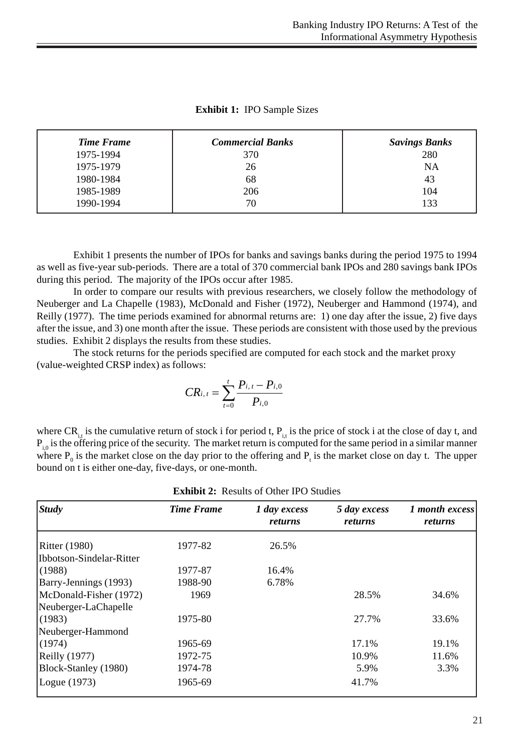**Exhibit 1:** IPO Sample Sizes

| *Time Frame* | *Commercial Banks* | *Savings Banks* |
|---|---|---|
| 1975-1994 | 370 | 280 |
| 1975-1979 | 26 | NA |
| 1980-1984 | 68 | 43 |
| 1985-1989 | 206 | 104 |
| 1990-1994 | 70 | 133 |

Exhibit 1 presents the number of IPOs for banks and savings banks during the period 1975 to 1994 as well as five-year sub-periods. There are a total of 370 commercial bank IPOs and 280 savings bank IPOs during this period. The majority of the IPOs occur after 1985.

In order to compare our results with previous researchers, we closely follow the methodology of Neuberger and La Chapelle (1983), McDonald and Fisher (1972), Neuberger and Hammond (1974), and Reilly (1977). The time periods examined for abnormal returns are: 1) one day after the issue, 2) five days after the issue, and 3) one month after the issue. These periods are consistent with those used by the previous studies. Exhibit 2 displays the results from these studies.

The stock returns for the periods specified are computed for each stock and the market proxy (value-weighted CRSP index) as follows:

$$CR_{i,t} = \sum_{t=0}^{t} \frac{P_{i,t} - P_{i,0}}{P_{i,0}}$$

where $CR_{i,t}$ is the cumulative return of stock i for period t, $P_{i,t}$ is the price of stock i at the close of day t, and $P_{i,0}$ is the offering price of the security. The market return is computed for the same period in a similar manner where $P_0$ is the market close on the day prior to the offering and $P_t$ is the market close on day t. The upper bound on t is either one-day, five-days, or one-month.

**Exhibit 2:** Results of Other IPO Studies

| *Study* | *Time Frame* | *1 day excess returns* | *5 day excess returns* | *1 month excess returns* |
|---|---|---|---|---|
| Ritter (1980) | 1977-82 | 26.5% | | |
| Ibbotson-Sindelar-Ritter (1988) | 1977-87 | 16.4% | | |
| Barry-Jennings (1993) | 1988-90 | 6.78% | | |
| McDonald-Fisher (1972) | 1969 | | 28.5% | 34.6% |
| Neuberger-LaChapelle (1983) | 1975-80 | | 27.7% | 33.6% |
| Neuberger-Hammond (1974) | 1965-69 | | 17.1% | 19.1% |
| Reilly (1977) | 1972-75 | | 10.9% | 11.6% |
| Block-Stanley (1980) | 1974-78 | | 5.9% | 3.3% |
| Logue (1973) | 1965-69 | | 41.7% | |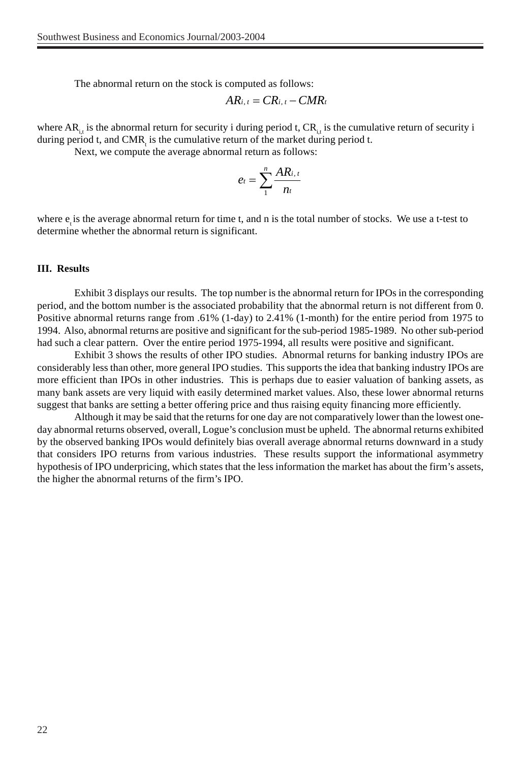The abnormal return on the stock is computed as follows:

$$AR_{i,t} = CR_{i,t} - CMR_t$$

where $AR_{i,t}$ is the abnormal return for security i during period t, $CR_{i,t}$ is the cumulative return of security i during period t, and $CMR_t$ is the cumulative return of the market during period t.

Next, we compute the average abnormal return as follows:

$$e_t = \sum_{1}^{n} \frac{AR_{i,t}}{n_t}$$

where $e_t$ is the average abnormal return for time t, and n is the total number of stocks. We use a t-test to determine whether the abnormal return is significant.

## III. Results

Exhibit 3 displays our results. The top number is the abnormal return for IPOs in the corresponding period, and the bottom number is the associated probability that the abnormal return is not different from 0. Positive abnormal returns range from .61% (1-day) to 2.41% (1-month) for the entire period from 1975 to 1994. Also, abnormal returns are positive and significant for the sub-period 1985-1989. No other sub-period had such a clear pattern. Over the entire period 1975-1994, all results were positive and significant.

Exhibit 3 shows the results of other IPO studies. Abnormal returns for banking industry IPOs are considerably less than other, more general IPO studies. This supports the idea that banking industry IPOs are more efficient than IPOs in other industries. This is perhaps due to easier valuation of banking assets, as many bank assets are very liquid with easily determined market values. Also, these lower abnormal returns suggest that banks are setting a better offering price and thus raising equity financing more efficiently.

Although it may be said that the returns for one day are not comparatively lower than the lowest one-day abnormal returns observed, overall, Logue's conclusion must be upheld. The abnormal returns exhibited by the observed banking IPOs would definitely bias overall average abnormal returns downward in a study that considers IPO returns from various industries. These results support the informational asymmetry hypothesis of IPO underpricing, which states that the less information the market has about the firm's assets, the higher the abnormal returns of the firm's IPO.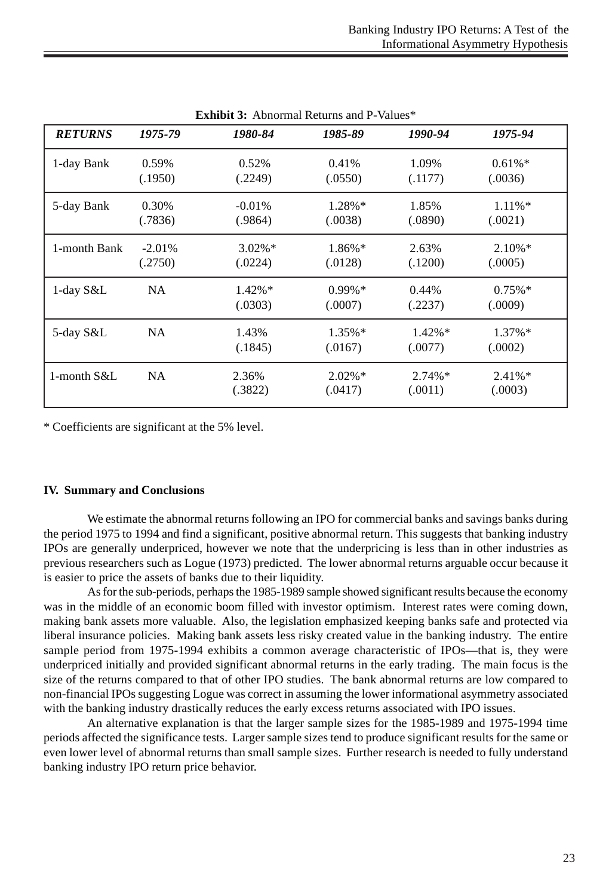**Exhibit 3:** Abnormal Returns and P-Values*

| *RETURNS* | *1975-79* | *1980-84* | *1985-89* | *1990-94* | *1975-94* |
|---|---|---|---|---|---|
| 1-day Bank | 0.59% (.1950) | 0.52% (.2249) | 0.41% (.0550) | 1.09% (.1177) | 0.61%* (.0036) |
| 5-day Bank | 0.30% (.7836) | -0.01% (.9864) | 1.28%* (.0038) | 1.85% (.0890) | 1.11%* (.0021) |
| 1-month Bank | -2.01% (.2750) | 3.02%* (.0224) | 1.86%* (.0128) | 2.63% (.1200) | 2.10%* (.0005) |
| 1-day S&L | NA | 1.42%* (.0303) | 0.99%* (.0007) | 0.44% (.2237) | 0.75%* (.0009) |
| 5-day S&L | NA | 1.43% (.1845) | 1.35%* (.0167) | 1.42%* (.0077) | 1.37%* (.0002) |
| 1-month S&L | NA | 2.36% (.3822) | 2.02%* (.0417) | 2.74%* (.0011) | 2.41%* (.0003) |

* Coefficients are significant at the 5% level.

## IV. Summary and Conclusions

We estimate the abnormal returns following an IPO for commercial banks and savings banks during the period 1975 to 1994 and find a significant, positive abnormal return. This suggests that banking industry IPOs are generally underpriced, however we note that the underpricing is less than in other industries as previous researchers such as Logue (1973) predicted. The lower abnormal returns arguable occur because it is easier to price the assets of banks due to their liquidity.

As for the sub-periods, perhaps the 1985-1989 sample showed significant results because the economy was in the middle of an economic boom filled with investor optimism. Interest rates were coming down, making bank assets more valuable. Also, the legislation emphasized keeping banks safe and protected via liberal insurance policies. Making bank assets less risky created value in the banking industry. The entire sample period from 1975-1994 exhibits a common average characteristic of IPOs—that is, they were underpriced initially and provided significant abnormal returns in the early trading. The main focus is the size of the returns compared to that of other IPO studies. The bank abnormal returns are low compared to non-financial IPOs suggesting Logue was correct in assuming the lower informational asymmetry associated with the banking industry drastically reduces the early excess returns associated with IPO issues.

An alternative explanation is that the larger sample sizes for the 1985-1989 and 1975-1994 time periods affected the significance tests. Larger sample sizes tend to produce significant results for the same or even lower level of abnormal returns than small sample sizes. Further research is needed to fully understand banking industry IPO return price behavior.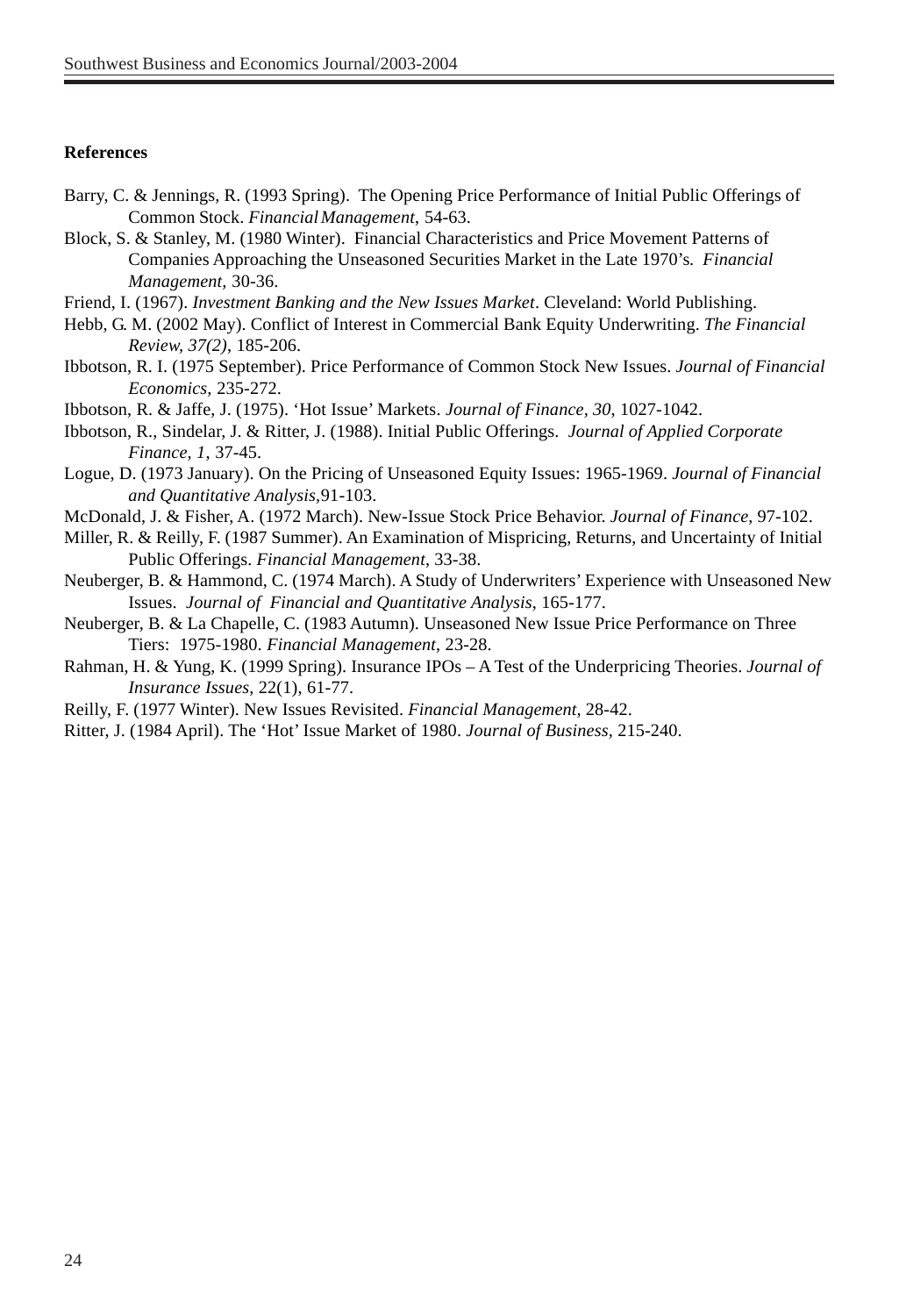**References**

Barry, C. & Jennings, R. (1993 Spring). The Opening Price Performance of Initial Public Offerings of Common Stock. *Financial Management*, 54-63.

Block, S. & Stanley, M. (1980 Winter). Financial Characteristics and Price Movement Patterns of Companies Approaching the Unseasoned Securities Market in the Late 1970's. *Financial Management*, 30-36.

Friend, I. (1967). *Investment Banking and the New Issues Market*. Cleveland: World Publishing.

Hebb, G. M. (2002 May). Conflict of Interest in Commercial Bank Equity Underwriting. *The Financial Review, 37(2)*, 185-206.

Ibbotson, R. I. (1975 September). Price Performance of Common Stock New Issues. *Journal of Financial Economics*, 235-272.

Ibbotson, R. & Jaffe, J. (1975). 'Hot Issue' Markets. *Journal of Finance, 30*, 1027-1042.

Ibbotson, R., Sindelar, J. & Ritter, J. (1988). Initial Public Offerings. *Journal of Applied Corporate Finance, 1*, 37-45.

Logue, D. (1973 January). On the Pricing of Unseasoned Equity Issues: 1965-1969. *Journal of Financial and Quantitative Analysis*,91-103.

McDonald, J. & Fisher, A. (1972 March). New-Issue Stock Price Behavior. *Journal of Finance*, 97-102.

Miller, R. & Reilly, F. (1987 Summer). An Examination of Mispricing, Returns, and Uncertainty of Initial Public Offerings. *Financial Management*, 33-38.

Neuberger, B. & Hammond, C. (1974 March). A Study of Underwriters' Experience with Unseasoned New Issues. *Journal of Financial and Quantitative Analysis*, 165-177.

Neuberger, B. & La Chapelle, C. (1983 Autumn). Unseasoned New Issue Price Performance on Three Tiers: 1975-1980. *Financial Management*, 23-28.

Rahman, H. & Yung, K. (1999 Spring). Insurance IPOs – A Test of the Underpricing Theories. *Journal of Insurance Issues*, 22(1), 61-77.

Reilly, F. (1977 Winter). New Issues Revisited. *Financial Management*, 28-42.

Ritter, J. (1984 April). The 'Hot' Issue Market of 1980. *Journal of Business*, 215-240.